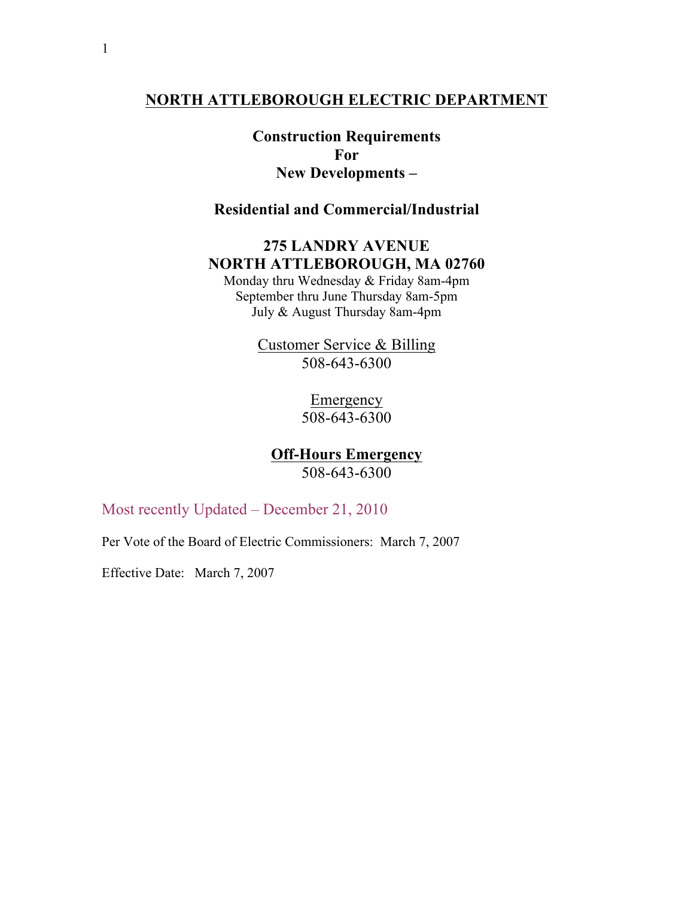# NORTH ATTLEBOROUGH ELECTRIC DEPARTMENT

## Construction Requirements
## For
## New Developments –

## Residential and Commercial/Industrial

**275 LANDRY AVENUE**
**NORTH ATTLEBOROUGH, MA 02760**

Monday thru Wednesday & Friday 8am-4pm
September thru June Thursday 8am-5pm
July & August Thursday 8am-4pm

Customer Service & Billing
508-643-6300

Emergency
508-643-6300

**Off-Hours Emergency**
508-643-6300

Most recently Updated – December 21, 2010

Per Vote of the Board of Electric Commissioners: March 7, 2007

Effective Date: March 7, 2007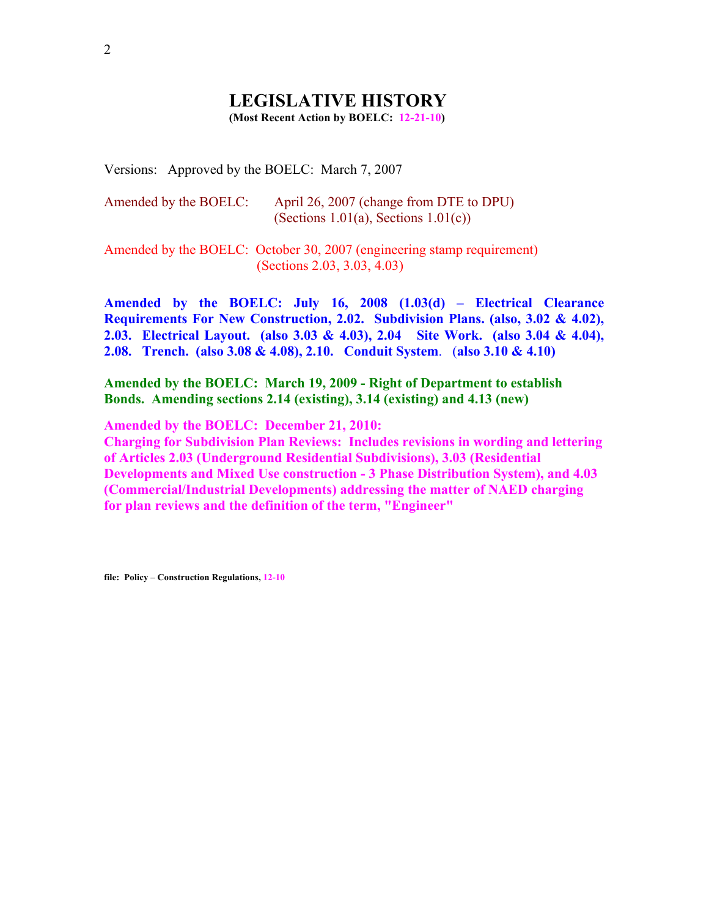# LEGISLATIVE HISTORY

**(Most Recent Action by BOELC: 12-21-10)**

Versions: Approved by the BOELC: March 7, 2007

Amended by the BOELC: April 26, 2007 (change from DTE to DPU)
(Sections 1.01(a), Sections 1.01(c))

Amended by the BOELC: October 30, 2007 (engineering stamp requirement)
(Sections 2.03, 3.03, 4.03)

**Amended by the BOELC: July 16, 2008 (1.03(d) – Electrical Clearance Requirements For New Construction, 2.02. Subdivision Plans. (also, 3.02 & 4.02), 2.03. Electrical Layout. (also 3.03 & 4.03), 2.04 Site Work. (also 3.04 & 4.04), 2.08. Trench. (also 3.08 & 4.08), 2.10. Conduit System. (also 3.10 & 4.10)**

**Amended by the BOELC: March 19, 2009 - Right of Department to establish Bonds. Amending sections 2.14 (existing), 3.14 (existing) and 4.13 (new)**

**Amended by the BOELC: December 21, 2010:**
**Charging for Subdivision Plan Reviews: Includes revisions in wording and lettering of Articles 2.03 (Underground Residential Subdivisions), 3.03 (Residential Developments and Mixed Use construction - 3 Phase Distribution System), and 4.03 (Commercial/Industrial Developments) addressing the matter of NAED charging for plan reviews and the definition of the term, "Engineer"**

**file: Policy – Construction Regulations, 12-10**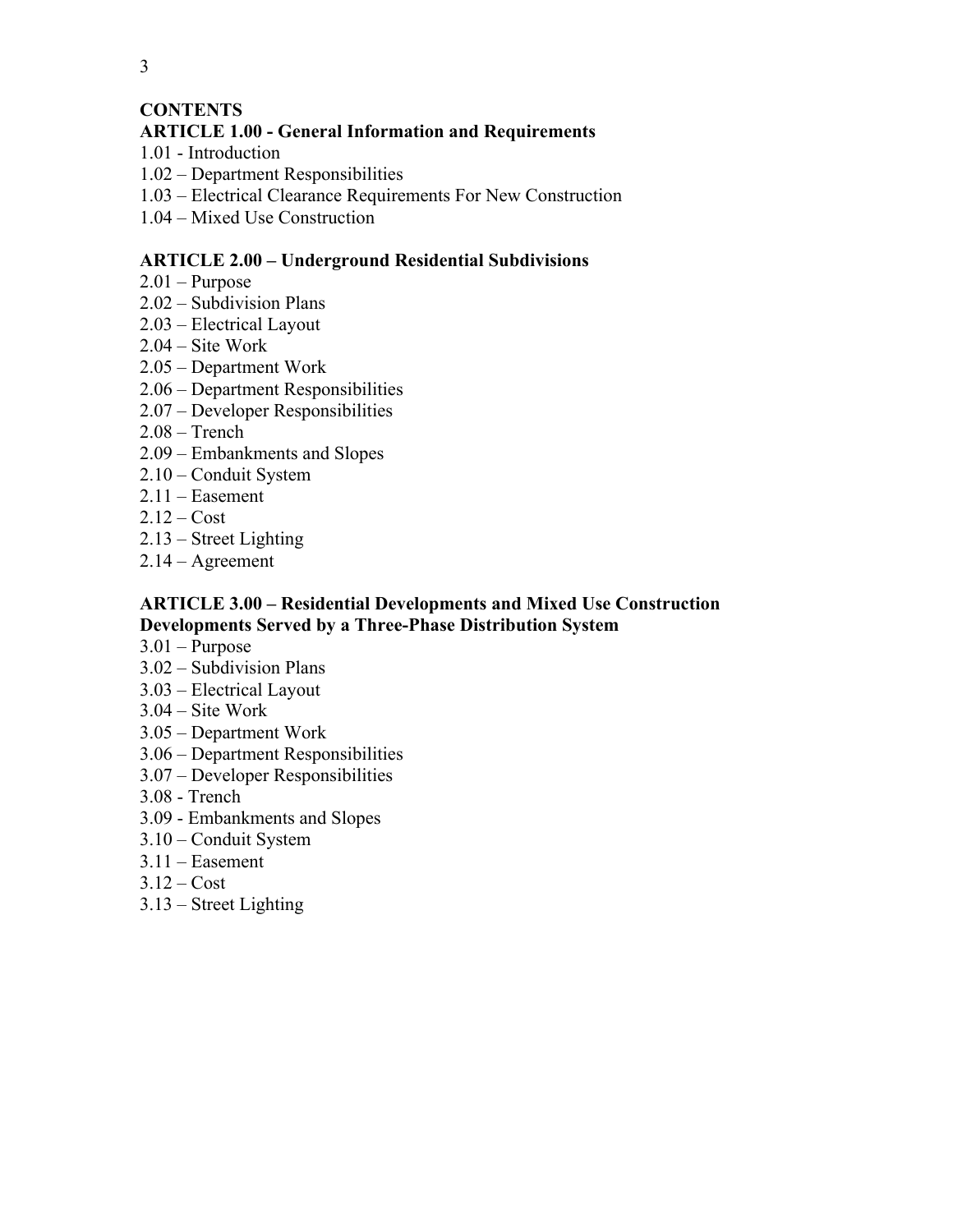## CONTENTS

### ARTICLE 1.00 - General Information and Requirements

1.01 - Introduction
1.02 – Department Responsibilities
1.03 – Electrical Clearance Requirements For New Construction
1.04 – Mixed Use Construction

### ARTICLE 2.00 – Underground Residential Subdivisions

2.01 – Purpose
2.02 – Subdivision Plans
2.03 – Electrical Layout
2.04 – Site Work
2.05 – Department Work
2.06 – Department Responsibilities
2.07 – Developer Responsibilities
2.08 – Trench
2.09 – Embankments and Slopes
2.10 – Conduit System
2.11 – Easement
2.12 – Cost
2.13 – Street Lighting
2.14 – Agreement

### ARTICLE 3.00 – Residential Developments and Mixed Use Construction Developments Served by a Three-Phase Distribution System

3.01 – Purpose
3.02 – Subdivision Plans
3.03 – Electrical Layout
3.04 – Site Work
3.05 – Department Work
3.06 – Department Responsibilities
3.07 – Developer Responsibilities
3.08 - Trench
3.09 - Embankments and Slopes
3.10 – Conduit System
3.11 – Easement
3.12 – Cost
3.13 – Street Lighting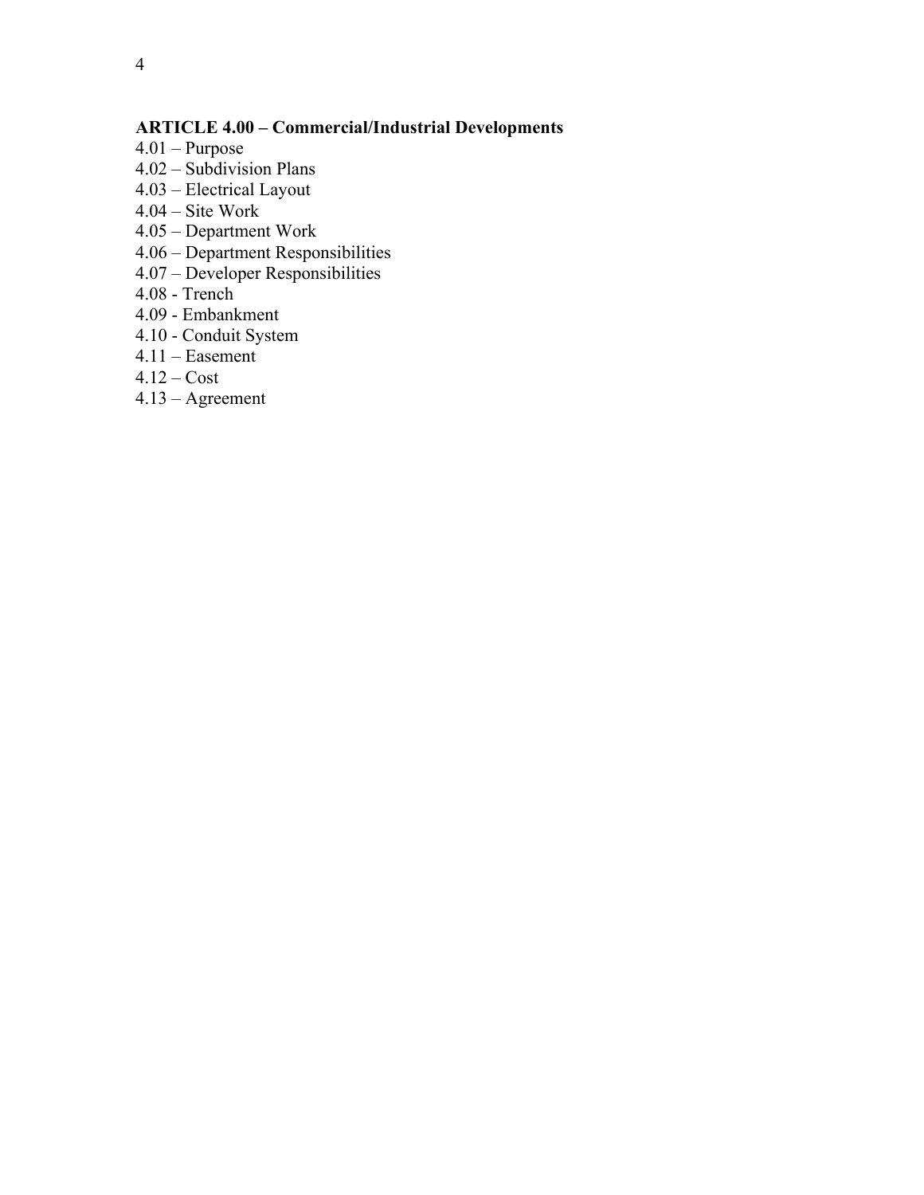**ARTICLE 4.00 – Commercial/Industrial Developments**

4.01 – Purpose
4.02 – Subdivision Plans
4.03 – Electrical Layout
4.04 – Site Work
4.05 – Department Work
4.06 – Department Responsibilities
4.07 – Developer Responsibilities
4.08 - Trench
4.09 - Embankment
4.10 - Conduit System
4.11 – Easement
4.12 – Cost
4.13 – Agreement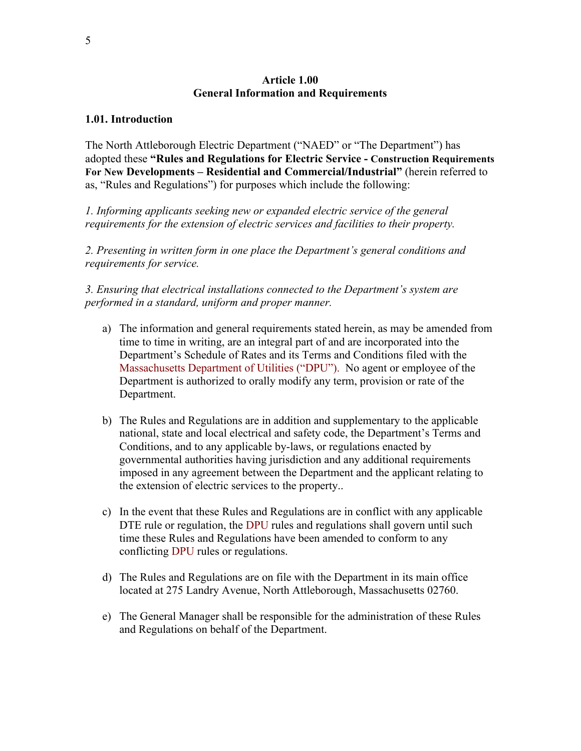## Article 1.00
## General Information and Requirements

### 1.01. Introduction

The North Attleborough Electric Department ("NAED" or "The Department") has adopted these **"Rules and Regulations for Electric Service - Construction Requirements For New Developments – Residential and Commercial/Industrial"** (herein referred to as, "Rules and Regulations") for purposes which include the following:

*1. Informing applicants seeking new or expanded electric service of the general requirements for the extension of electric services and facilities to their property.*

*2. Presenting in written form in one place the Department's general conditions and requirements for service.*

*3. Ensuring that electrical installations connected to the Department's system are performed in a standard, uniform and proper manner.*

a) The information and general requirements stated herein, as may be amended from time to time in writing, are an integral part of and are incorporated into the Department's Schedule of Rates and its Terms and Conditions filed with the Massachusetts Department of Utilities ("DPU"). No agent or employee of the Department is authorized to orally modify any term, provision or rate of the Department.

b) The Rules and Regulations are in addition and supplementary to the applicable national, state and local electrical and safety code, the Department's Terms and Conditions, and to any applicable by-laws, or regulations enacted by governmental authorities having jurisdiction and any additional requirements imposed in any agreement between the Department and the applicant relating to the extension of electric services to the property..

c) In the event that these Rules and Regulations are in conflict with any applicable DTE rule or regulation, the DPU rules and regulations shall govern until such time these Rules and Regulations have been amended to conform to any conflicting DPU rules or regulations.

d) The Rules and Regulations are on file with the Department in its main office located at 275 Landry Avenue, North Attleborough, Massachusetts 02760.

e) The General Manager shall be responsible for the administration of these Rules and Regulations on behalf of the Department.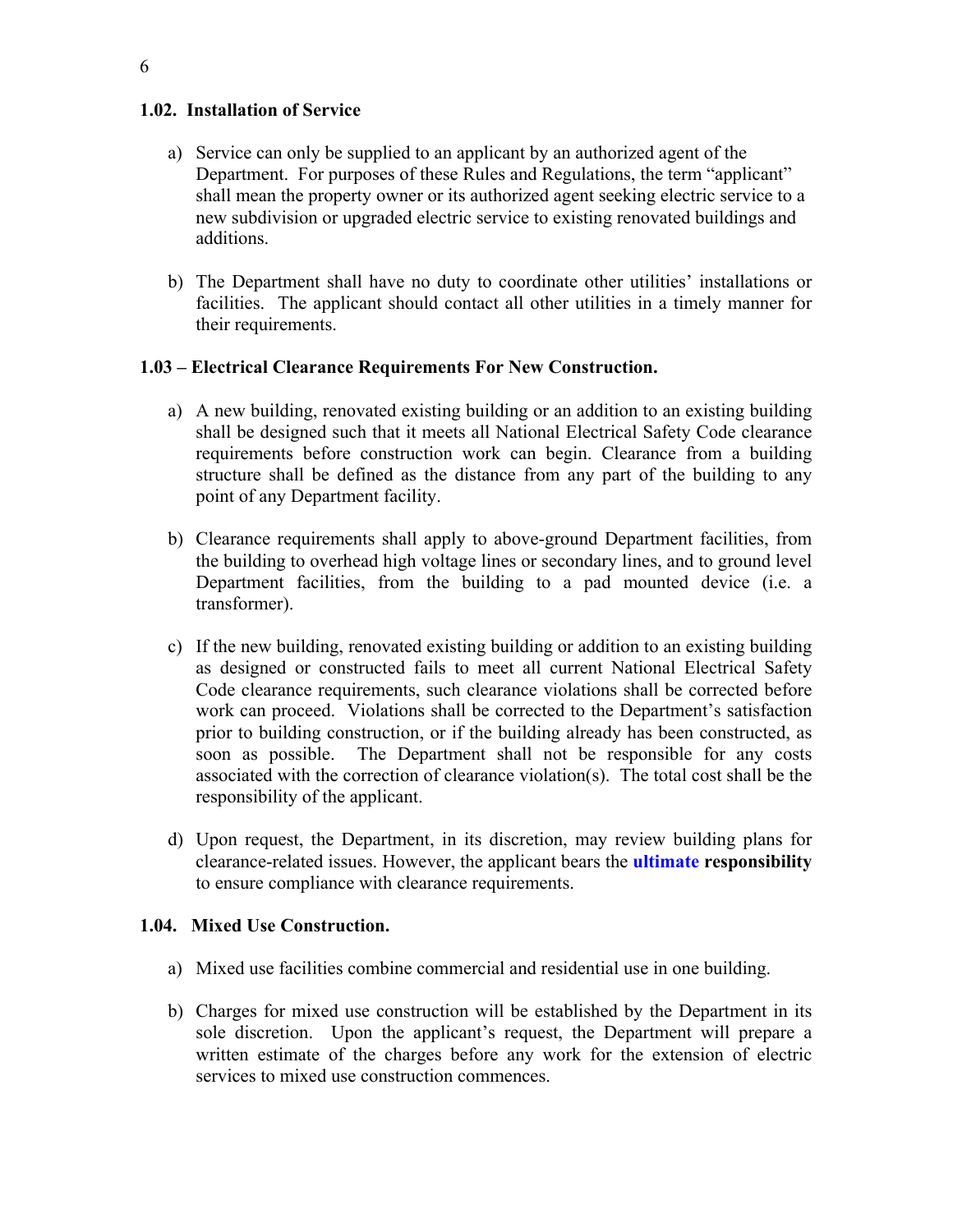**1.02. Installation of Service**

a) Service can only be supplied to an applicant by an authorized agent of the Department. For purposes of these Rules and Regulations, the term "applicant" shall mean the property owner or its authorized agent seeking electric service to a new subdivision or upgraded electric service to existing renovated buildings and additions.

b) The Department shall have no duty to coordinate other utilities' installations or facilities. The applicant should contact all other utilities in a timely manner for their requirements.

**1.03 – Electrical Clearance Requirements For New Construction.**

a) A new building, renovated existing building or an addition to an existing building shall be designed such that it meets all National Electrical Safety Code clearance requirements before construction work can begin. Clearance from a building structure shall be defined as the distance from any part of the building to any point of any Department facility.

b) Clearance requirements shall apply to above-ground Department facilities, from the building to overhead high voltage lines or secondary lines, and to ground level Department facilities, from the building to a pad mounted device (i.e. a transformer).

c) If the new building, renovated existing building or addition to an existing building as designed or constructed fails to meet all current National Electrical Safety Code clearance requirements, such clearance violations shall be corrected before work can proceed. Violations shall be corrected to the Department's satisfaction prior to building construction, or if the building already has been constructed, as soon as possible. The Department shall not be responsible for any costs associated with the correction of clearance violation(s). The total cost shall be the responsibility of the applicant.

d) Upon request, the Department, in its discretion, may review building plans for clearance-related issues. However, the applicant bears the **ultimate responsibility** to ensure compliance with clearance requirements.

**1.04. Mixed Use Construction.**

a) Mixed use facilities combine commercial and residential use in one building.

b) Charges for mixed use construction will be established by the Department in its sole discretion. Upon the applicant's request, the Department will prepare a written estimate of the charges before any work for the extension of electric services to mixed use construction commences.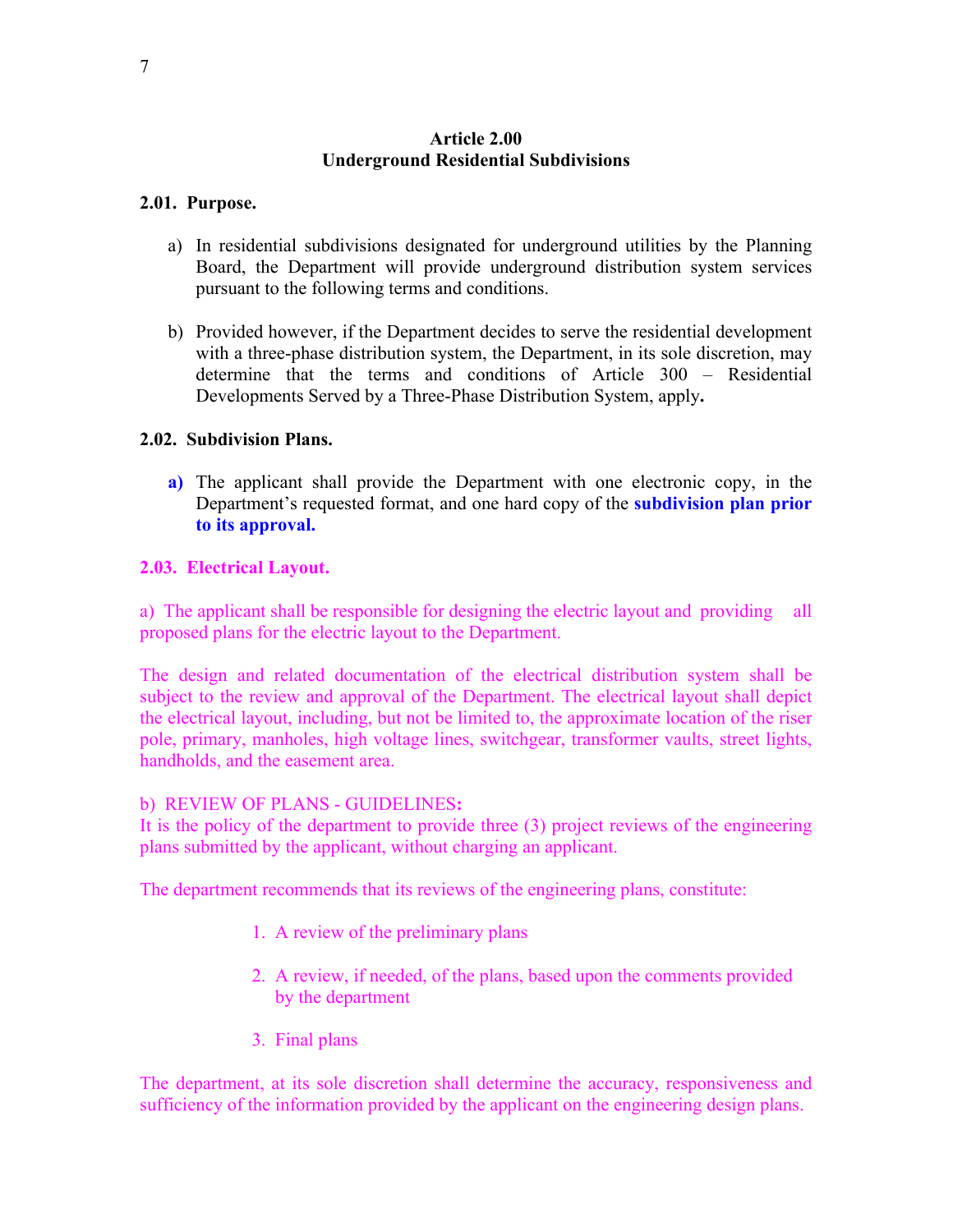## Article 2.00
## Underground Residential Subdivisions

### 2.01. Purpose.

a) In residential subdivisions designated for underground utilities by the Planning Board, the Department will provide underground distribution system services pursuant to the following terms and conditions.

b) Provided however, if the Department decides to serve the residential development with a three-phase distribution system, the Department, in its sole discretion, may determine that the terms and conditions of Article 300 – Residential Developments Served by a Three-Phase Distribution System, apply**.**

### 2.02. Subdivision Plans.

**a)** The applicant shall provide the Department with one electronic copy, in the Department's requested format, and one hard copy of the **subdivision plan prior to its approval.**

### 2.03. Electrical Layout.

a) The applicant shall be responsible for designing the electric layout and providing all proposed plans for the electric layout to the Department.

The design and related documentation of the electrical distribution system shall be subject to the review and approval of the Department. The electrical layout shall depict the electrical layout, including, but not be limited to, the approximate location of the riser pole, primary, manholes, high voltage lines, switchgear, transformer vaults, street lights, handholds, and the easement area.

b) REVIEW OF PLANS - GUIDELINES**:**
It is the policy of the department to provide three (3) project reviews of the engineering plans submitted by the applicant, without charging an applicant.

The department recommends that its reviews of the engineering plans, constitute:

1. A review of the preliminary plans

2. A review, if needed, of the plans, based upon the comments provided by the department

3. Final plans

The department, at its sole discretion shall determine the accuracy, responsiveness and sufficiency of the information provided by the applicant on the engineering design plans.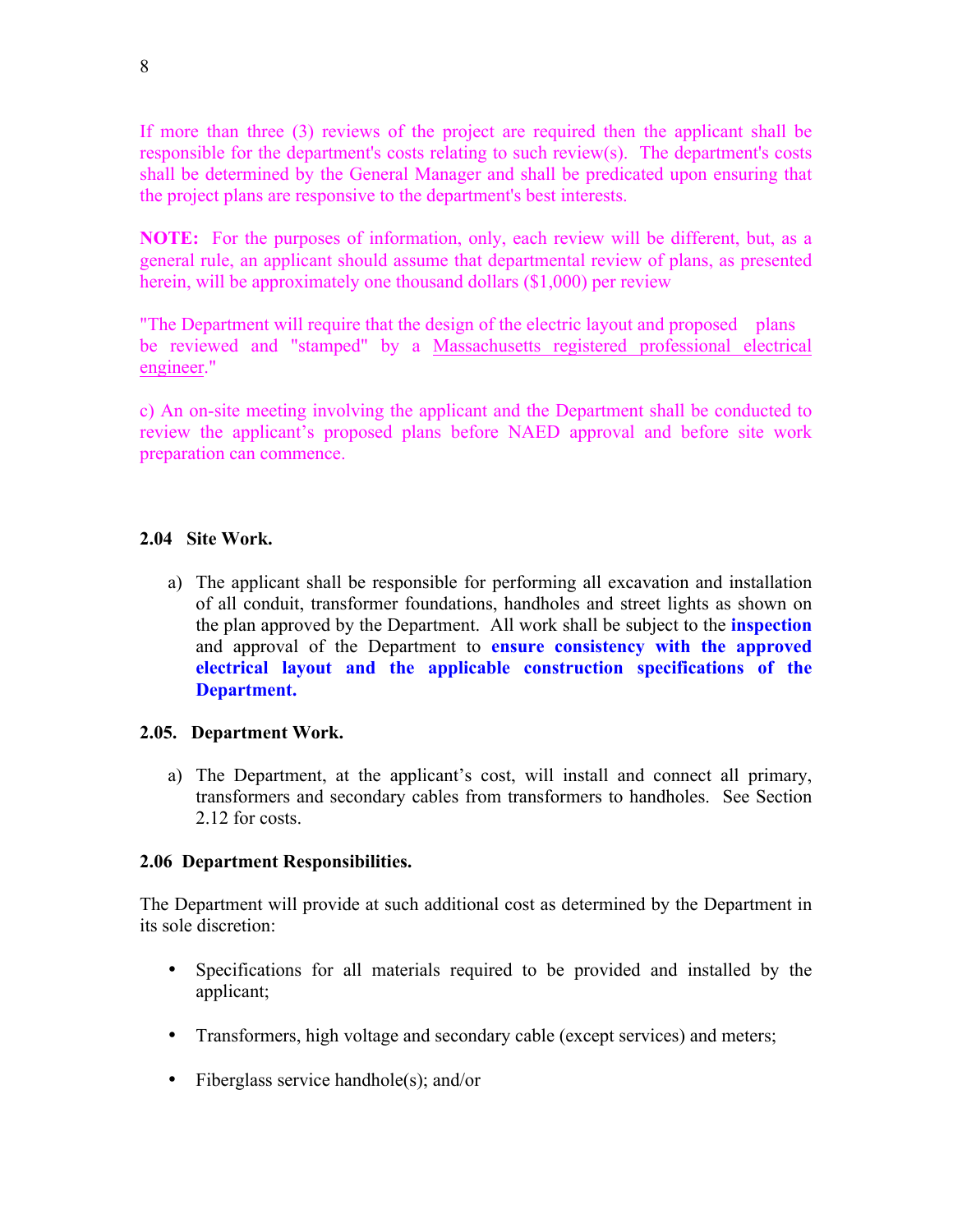If more than three (3) reviews of the project are required then the applicant shall be responsible for the department's costs relating to such review(s). The department's costs shall be determined by the General Manager and shall be predicated upon ensuring that the project plans are responsive to the department's best interests.

**NOTE:** For the purposes of information, only, each review will be different, but, as a general rule, an applicant should assume that departmental review of plans, as presented herein, will be approximately one thousand dollars ($1,000) per review

"The Department will require that the design of the electric layout and proposed plans be reviewed and "stamped" by a Massachusetts registered professional electrical engineer."

c) An on-site meeting involving the applicant and the Department shall be conducted to review the applicant's proposed plans before NAED approval and before site work preparation can commence.

**2.04 Site Work.**

a) The applicant shall be responsible for performing all excavation and installation of all conduit, transformer foundations, handholes and street lights as shown on the plan approved by the Department. All work shall be subject to the **inspection** and approval of the Department to **ensure consistency with the approved electrical layout and the applicable construction specifications of the Department.**

**2.05. Department Work.**

a) The Department, at the applicant's cost, will install and connect all primary, transformers and secondary cables from transformers to handholes. See Section 2.12 for costs.

**2.06 Department Responsibilities.**

The Department will provide at such additional cost as determined by the Department in its sole discretion:

- Specifications for all materials required to be provided and installed by the applicant;
- Transformers, high voltage and secondary cable (except services) and meters;
- Fiberglass service handhole(s); and/or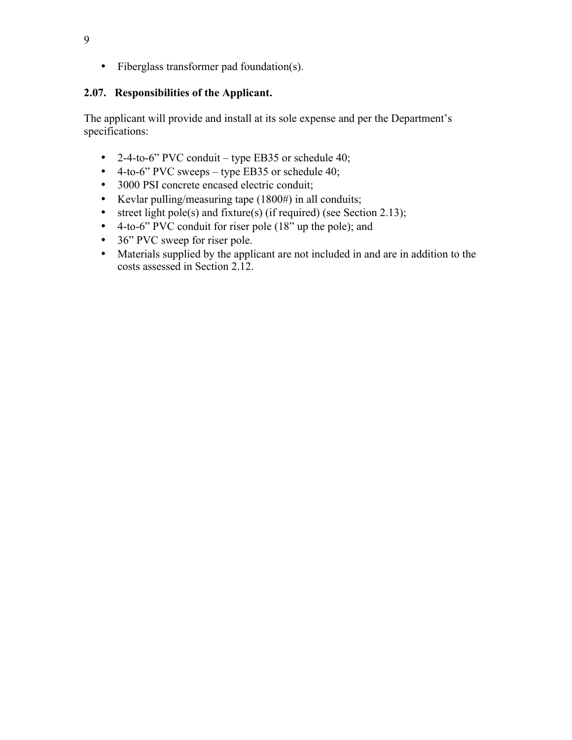- Fiberglass transformer pad foundation(s).

### 2.07. Responsibilities of the Applicant.

The applicant will provide and install at its sole expense and per the Department's specifications:

- 2-4-to-6" PVC conduit – type EB35 or schedule 40;
- 4-to-6" PVC sweeps – type EB35 or schedule 40;
- 3000 PSI concrete encased electric conduit;
- Kevlar pulling/measuring tape (1800#) in all conduits;
- street light pole(s) and fixture(s) (if required) (see Section 2.13);
- 4-to-6" PVC conduit for riser pole (18" up the pole); and
- 36" PVC sweep for riser pole.
- Materials supplied by the applicant are not included in and are in addition to the costs assessed in Section 2.12.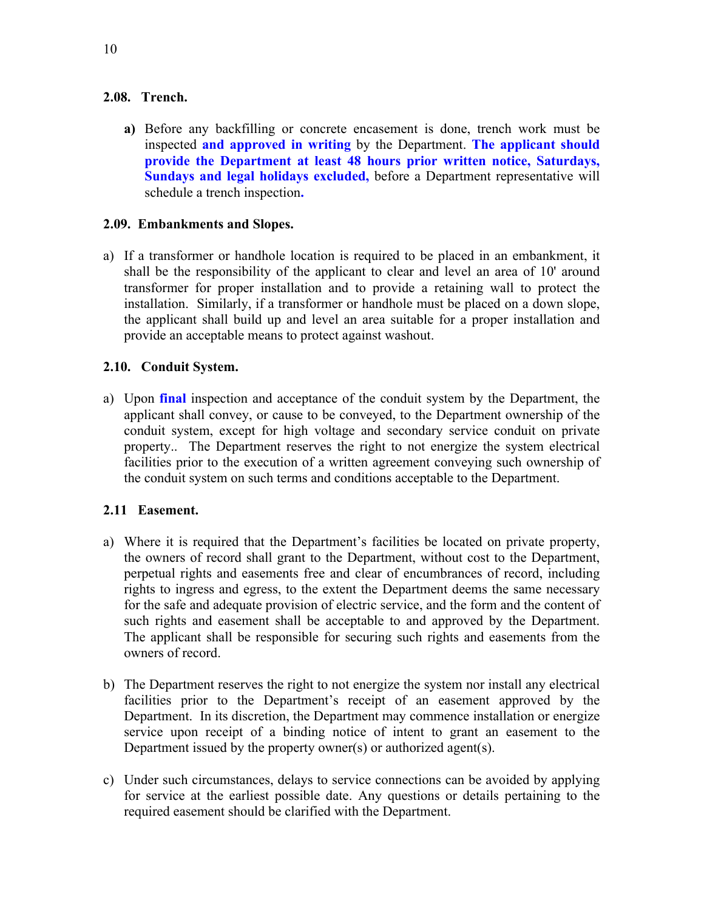### 2.08. Trench.

**a)** Before any backfilling or concrete encasement is done, trench work must be inspected **and approved in writing** by the Department. **The applicant should provide the Department at least 48 hours prior written notice, Saturdays, Sundays and legal holidays excluded,** before a Department representative will schedule a trench inspection**.**

### 2.09. Embankments and Slopes.

a) If a transformer or handhole location is required to be placed in an embankment, it shall be the responsibility of the applicant to clear and level an area of 10' around transformer for proper installation and to provide a retaining wall to protect the installation. Similarly, if a transformer or handhole must be placed on a down slope, the applicant shall build up and level an area suitable for a proper installation and provide an acceptable means to protect against washout.

### 2.10. Conduit System.

a) Upon **final** inspection and acceptance of the conduit system by the Department, the applicant shall convey, or cause to be conveyed, to the Department ownership of the conduit system, except for high voltage and secondary service conduit on private property.. The Department reserves the right to not energize the system electrical facilities prior to the execution of a written agreement conveying such ownership of the conduit system on such terms and conditions acceptable to the Department.

### 2.11 Easement.

a) Where it is required that the Department's facilities be located on private property, the owners of record shall grant to the Department, without cost to the Department, perpetual rights and easements free and clear of encumbrances of record, including rights to ingress and egress, to the extent the Department deems the same necessary for the safe and adequate provision of electric service, and the form and the content of such rights and easement shall be acceptable to and approved by the Department. The applicant shall be responsible for securing such rights and easements from the owners of record.

b) The Department reserves the right to not energize the system nor install any electrical facilities prior to the Department's receipt of an easement approved by the Department. In its discretion, the Department may commence installation or energize service upon receipt of a binding notice of intent to grant an easement to the Department issued by the property owner(s) or authorized agent(s).

c) Under such circumstances, delays to service connections can be avoided by applying for service at the earliest possible date. Any questions or details pertaining to the required easement should be clarified with the Department.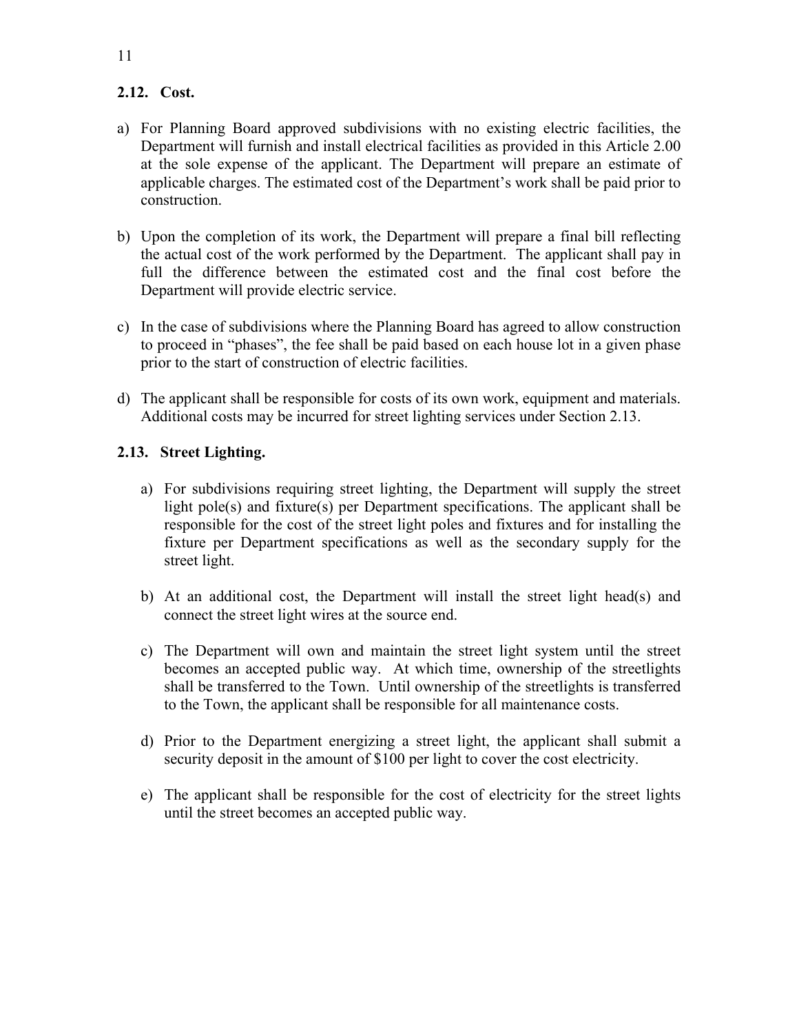## 2.12. Cost.

a) For Planning Board approved subdivisions with no existing electric facilities, the Department will furnish and install electrical facilities as provided in this Article 2.00 at the sole expense of the applicant. The Department will prepare an estimate of applicable charges. The estimated cost of the Department's work shall be paid prior to construction.

b) Upon the completion of its work, the Department will prepare a final bill reflecting the actual cost of the work performed by the Department. The applicant shall pay in full the difference between the estimated cost and the final cost before the Department will provide electric service.

c) In the case of subdivisions where the Planning Board has agreed to allow construction to proceed in "phases", the fee shall be paid based on each house lot in a given phase prior to the start of construction of electric facilities.

d) The applicant shall be responsible for costs of its own work, equipment and materials. Additional costs may be incurred for street lighting services under Section 2.13.

## 2.13. Street Lighting.

a) For subdivisions requiring street lighting, the Department will supply the street light pole(s) and fixture(s) per Department specifications. The applicant shall be responsible for the cost of the street light poles and fixtures and for installing the fixture per Department specifications as well as the secondary supply for the street light.

b) At an additional cost, the Department will install the street light head(s) and connect the street light wires at the source end.

c) The Department will own and maintain the street light system until the street becomes an accepted public way. At which time, ownership of the streetlights shall be transferred to the Town. Until ownership of the streetlights is transferred to the Town, the applicant shall be responsible for all maintenance costs.

d) Prior to the Department energizing a street light, the applicant shall submit a security deposit in the amount of $100 per light to cover the cost electricity.

e) The applicant shall be responsible for the cost of electricity for the street lights until the street becomes an accepted public way.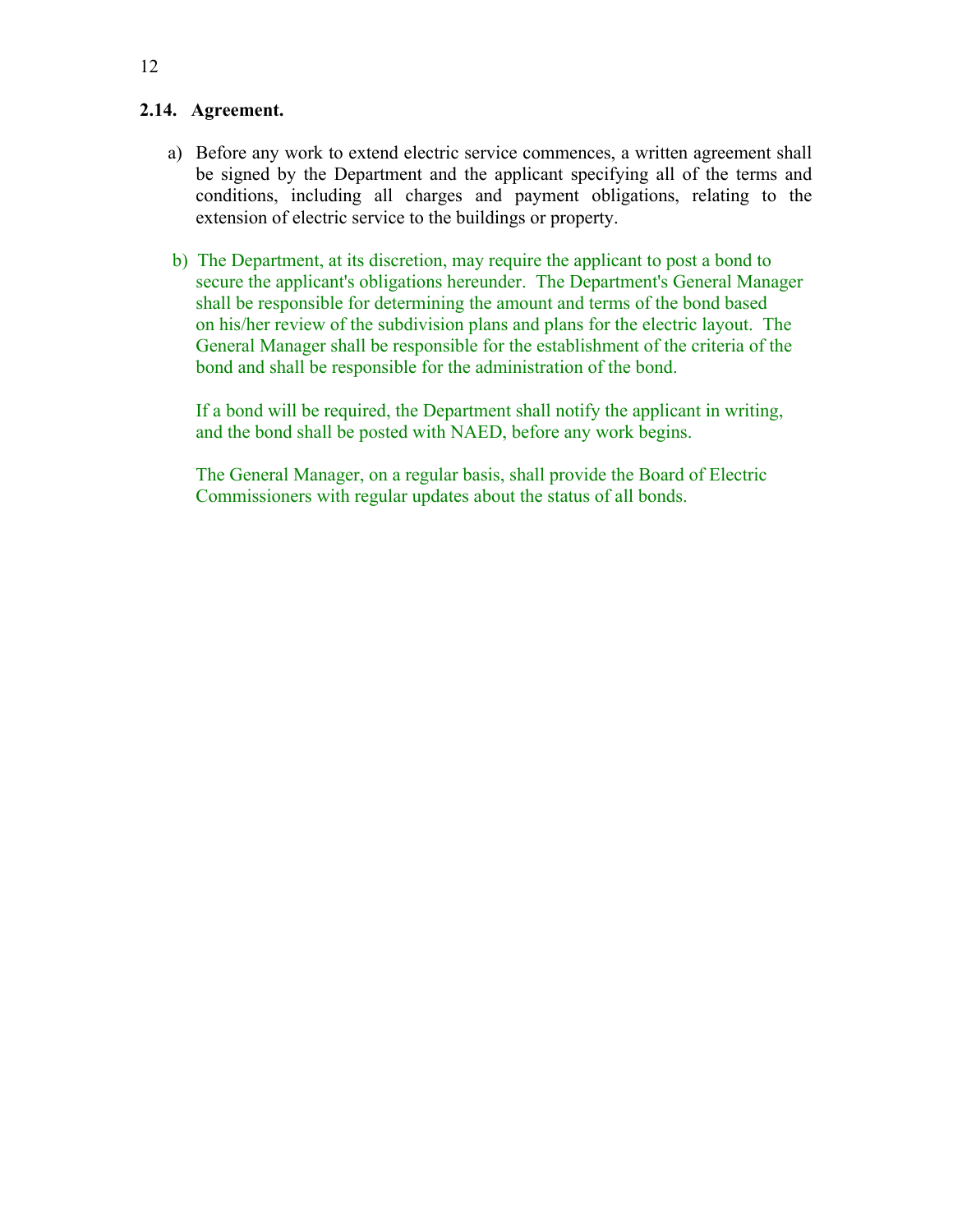**2.14. Agreement.**

a) Before any work to extend electric service commences, a written agreement shall be signed by the Department and the applicant specifying all of the terms and conditions, including all charges and payment obligations, relating to the extension of electric service to the buildings or property.

b) The Department, at its discretion, may require the applicant to post a bond to secure the applicant's obligations hereunder. The Department's General Manager shall be responsible for determining the amount and terms of the bond based on his/her review of the subdivision plans and plans for the electric layout. The General Manager shall be responsible for the establishment of the criteria of the bond and shall be responsible for the administration of the bond.

   If a bond will be required, the Department shall notify the applicant in writing, and the bond shall be posted with NAED, before any work begins.

   The General Manager, on a regular basis, shall provide the Board of Electric Commissioners with regular updates about the status of all bonds.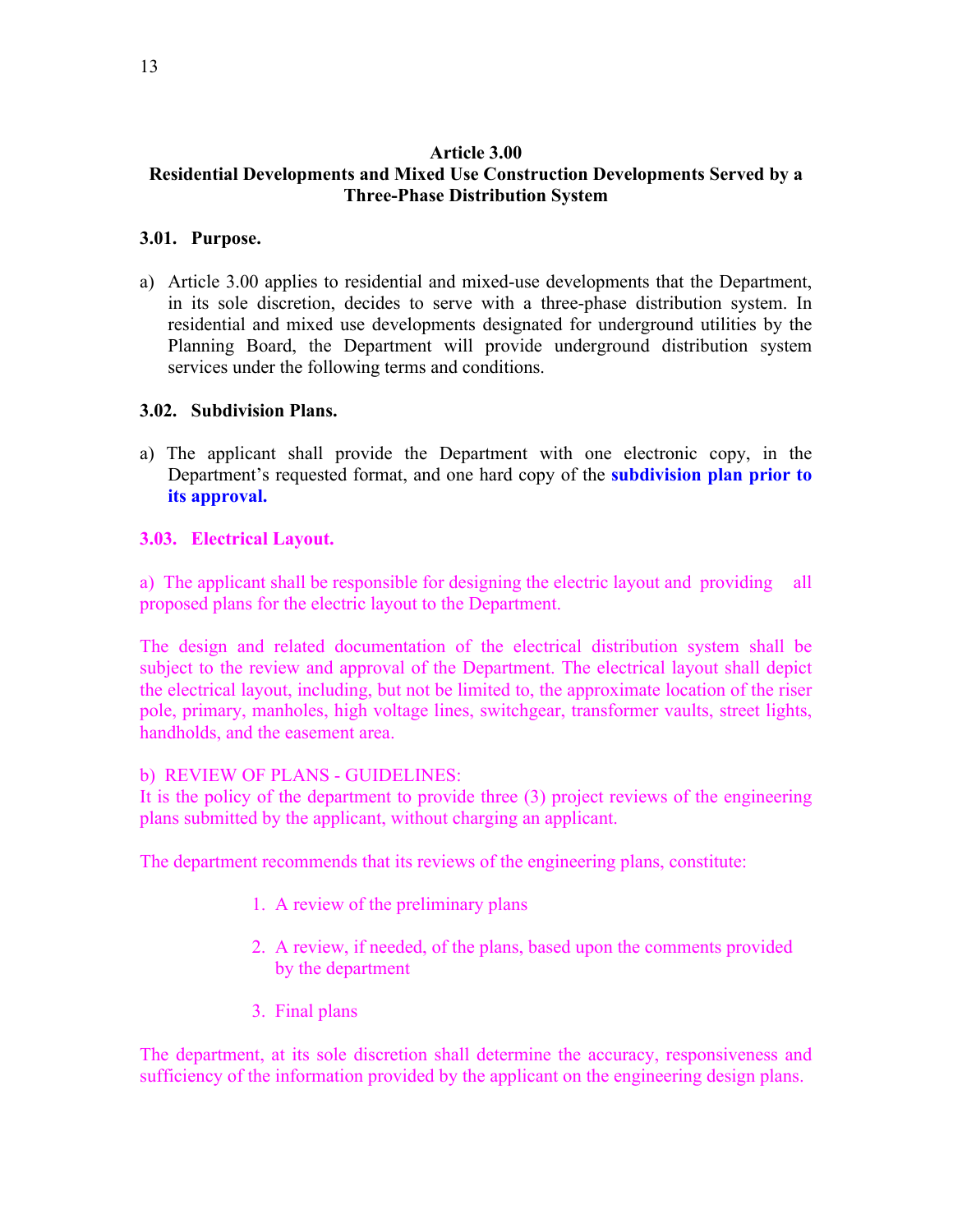## Article 3.00
## Residential Developments and Mixed Use Construction Developments Served by a Three-Phase Distribution System

### 3.01. Purpose.

a) Article 3.00 applies to residential and mixed-use developments that the Department, in its sole discretion, decides to serve with a three-phase distribution system. In residential and mixed use developments designated for underground utilities by the Planning Board, the Department will provide underground distribution system services under the following terms and conditions.

### 3.02. Subdivision Plans.

a) The applicant shall provide the Department with one electronic copy, in the Department's requested format, and one hard copy of the **subdivision plan prior to its approval.**

### 3.03. Electrical Layout.

a) The applicant shall be responsible for designing the electric layout and providing all proposed plans for the electric layout to the Department.

The design and related documentation of the electrical distribution system shall be subject to the review and approval of the Department. The electrical layout shall depict the electrical layout, including, but not be limited to, the approximate location of the riser pole, primary, manholes, high voltage lines, switchgear, transformer vaults, street lights, handholds, and the easement area.

b) REVIEW OF PLANS - GUIDELINES:
It is the policy of the department to provide three (3) project reviews of the engineering plans submitted by the applicant, without charging an applicant.

The department recommends that its reviews of the engineering plans, constitute:

1. A review of the preliminary plans
2. A review, if needed, of the plans, based upon the comments provided by the department
3. Final plans

The department, at its sole discretion shall determine the accuracy, responsiveness and sufficiency of the information provided by the applicant on the engineering design plans.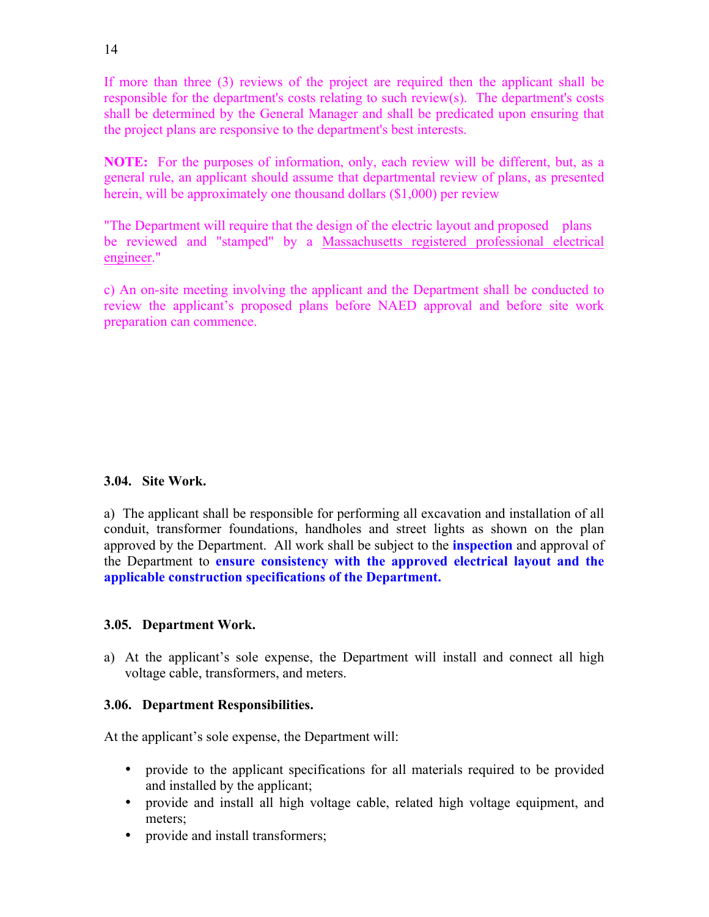If more than three (3) reviews of the project are required then the applicant shall be responsible for the department's costs relating to such review(s). The department's costs shall be determined by the General Manager and shall be predicated upon ensuring that the project plans are responsive to the department's best interests.

**NOTE:** For the purposes of information, only, each review will be different, but, as a general rule, an applicant should assume that departmental review of plans, as presented herein, will be approximately one thousand dollars ($1,000) per review

"The Department will require that the design of the electric layout and proposed plans be reviewed and "stamped" by a <u>Massachusetts registered professional electrical engineer</u>."

c) An on-site meeting involving the applicant and the Department shall be conducted to review the applicant's proposed plans before NAED approval and before site work preparation can commence.

**3.04. Site Work.**

a) The applicant shall be responsible for performing all excavation and installation of all conduit, transformer foundations, handholes and street lights as shown on the plan approved by the Department. All work shall be subject to the **inspection** and approval of the Department to **ensure consistency with the approved electrical layout and the applicable construction specifications of the Department.**

**3.05. Department Work.**

a) At the applicant's sole expense, the Department will install and connect all high voltage cable, transformers, and meters.

**3.06. Department Responsibilities.**

At the applicant's sole expense, the Department will:

- provide to the applicant specifications for all materials required to be provided and installed by the applicant;
- provide and install all high voltage cable, related high voltage equipment, and meters;
- provide and install transformers;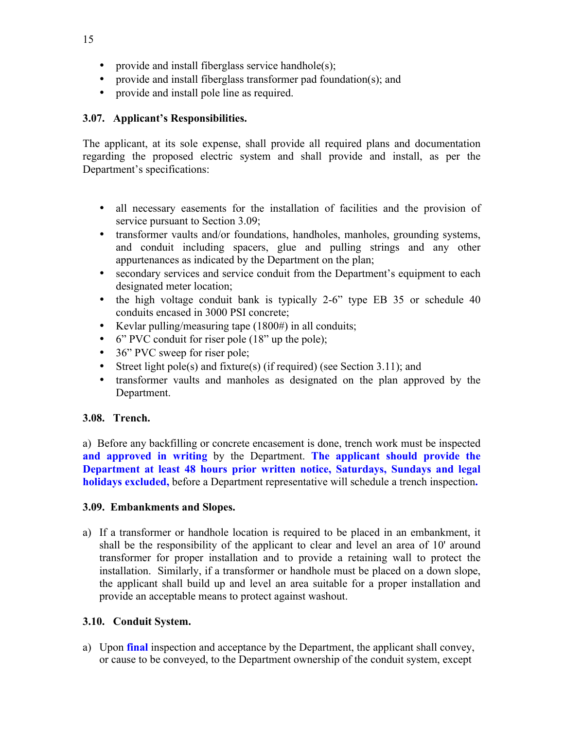- provide and install fiberglass service handhole(s);
- provide and install fiberglass transformer pad foundation(s); and
- provide and install pole line as required.

**3.07. Applicant's Responsibilities.**

The applicant, at its sole expense, shall provide all required plans and documentation regarding the proposed electric system and shall provide and install, as per the Department's specifications:

- all necessary easements for the installation of facilities and the provision of service pursuant to Section 3.09;
- transformer vaults and/or foundations, handholes, manholes, grounding systems, and conduit including spacers, glue and pulling strings and any other appurtenances as indicated by the Department on the plan;
- secondary services and service conduit from the Department's equipment to each designated meter location;
- the high voltage conduit bank is typically 2-6" type EB 35 or schedule 40 conduits encased in 3000 PSI concrete;
- Kevlar pulling/measuring tape (1800#) in all conduits;
- 6" PVC conduit for riser pole (18" up the pole);
- 36" PVC sweep for riser pole;
- Street light pole(s) and fixture(s) (if required) (see Section 3.11); and
- transformer vaults and manholes as designated on the plan approved by the Department.

**3.08. Trench.**

a) Before any backfilling or concrete encasement is done, trench work must be inspected **and approved in writing** by the Department. **The applicant should provide the Department at least 48 hours prior written notice, Saturdays, Sundays and legal holidays excluded,** before a Department representative will schedule a trench inspection**.**

**3.09. Embankments and Slopes.**

a) If a transformer or handhole location is required to be placed in an embankment, it shall be the responsibility of the applicant to clear and level an area of 10' around transformer for proper installation and to provide a retaining wall to protect the installation. Similarly, if a transformer or handhole must be placed on a down slope, the applicant shall build up and level an area suitable for a proper installation and provide an acceptable means to protect against washout.

**3.10. Conduit System.**

a) Upon **final** inspection and acceptance by the Department, the applicant shall convey, or cause to be conveyed, to the Department ownership of the conduit system, except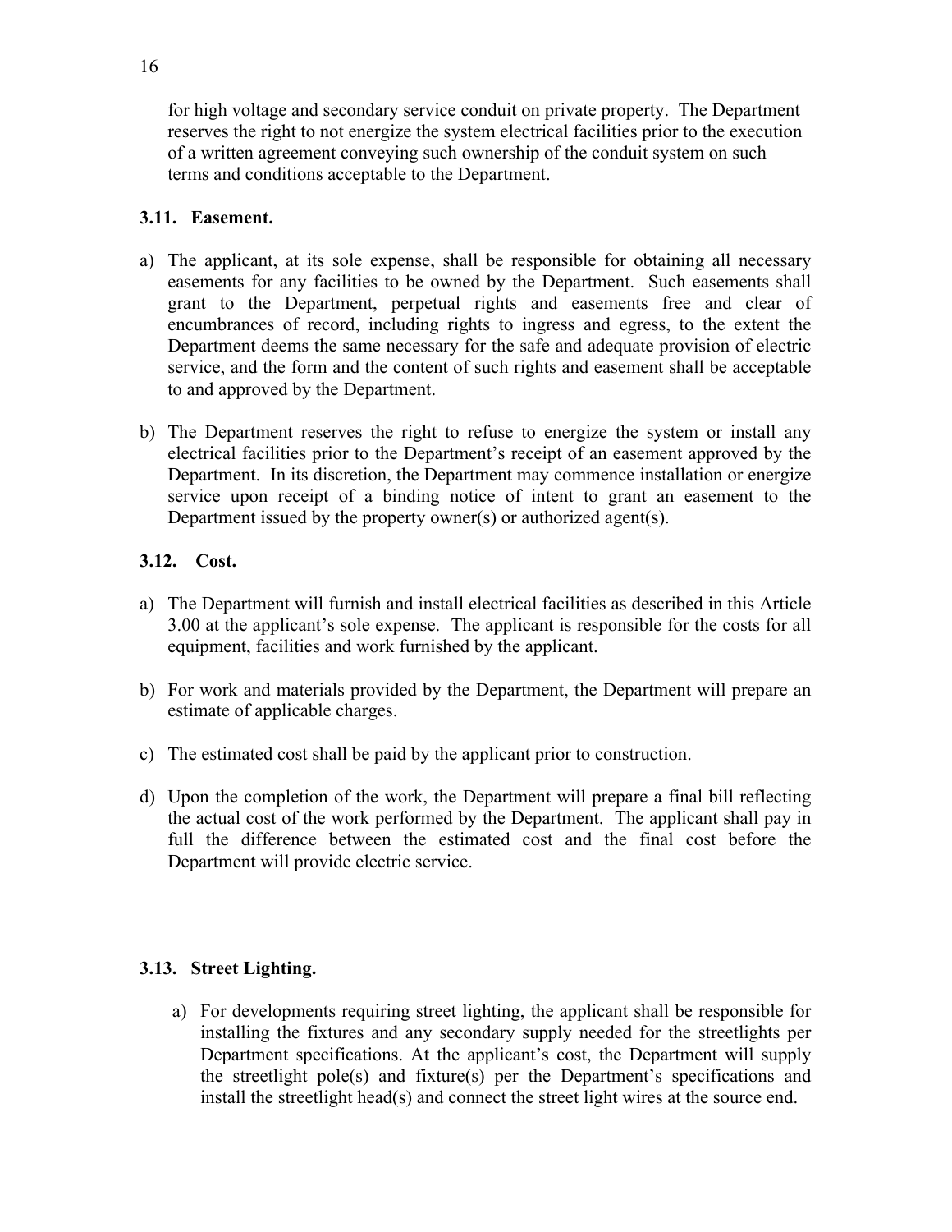for high voltage and secondary service conduit on private property. The Department reserves the right to not energize the system electrical facilities prior to the execution of a written agreement conveying such ownership of the conduit system on such terms and conditions acceptable to the Department.

### 3.11. Easement.

a) The applicant, at its sole expense, shall be responsible for obtaining all necessary easements for any facilities to be owned by the Department. Such easements shall grant to the Department, perpetual rights and easements free and clear of encumbrances of record, including rights to ingress and egress, to the extent the Department deems the same necessary for the safe and adequate provision of electric service, and the form and the content of such rights and easement shall be acceptable to and approved by the Department.

b) The Department reserves the right to refuse to energize the system or install any electrical facilities prior to the Department's receipt of an easement approved by the Department. In its discretion, the Department may commence installation or energize service upon receipt of a binding notice of intent to grant an easement to the Department issued by the property owner(s) or authorized agent(s).

### 3.12. Cost.

a) The Department will furnish and install electrical facilities as described in this Article 3.00 at the applicant's sole expense. The applicant is responsible for the costs for all equipment, facilities and work furnished by the applicant.

b) For work and materials provided by the Department, the Department will prepare an estimate of applicable charges.

c) The estimated cost shall be paid by the applicant prior to construction.

d) Upon the completion of the work, the Department will prepare a final bill reflecting the actual cost of the work performed by the Department. The applicant shall pay in full the difference between the estimated cost and the final cost before the Department will provide electric service.

### 3.13. Street Lighting.

a) For developments requiring street lighting, the applicant shall be responsible for installing the fixtures and any secondary supply needed for the streetlights per Department specifications. At the applicant's cost, the Department will supply the streetlight pole(s) and fixture(s) per the Department's specifications and install the streetlight head(s) and connect the street light wires at the source end.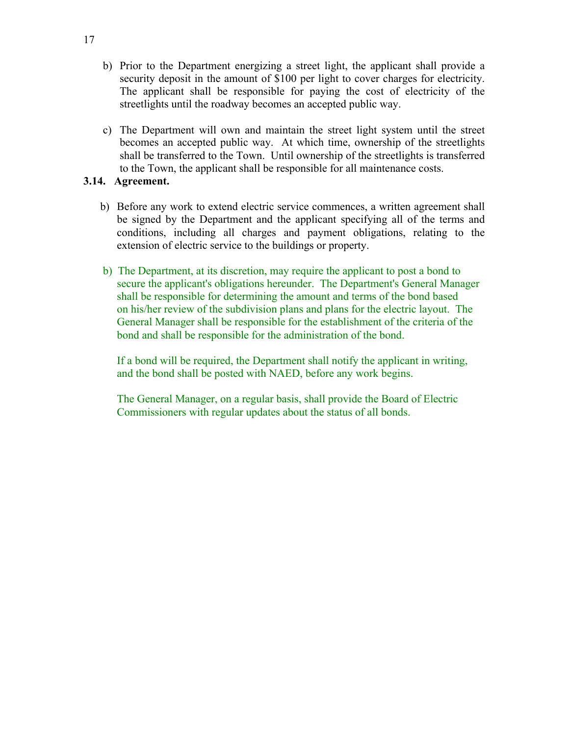b) Prior to the Department energizing a street light, the applicant shall provide a security deposit in the amount of $100 per light to cover charges for electricity. The applicant shall be responsible for paying the cost of electricity of the streetlights until the roadway becomes an accepted public way.

c) The Department will own and maintain the street light system until the street becomes an accepted public way. At which time, ownership of the streetlights shall be transferred to the Town. Until ownership of the streetlights is transferred to the Town, the applicant shall be responsible for all maintenance costs.

**3.14. Agreement.**

b) Before any work to extend electric service commences, a written agreement shall be signed by the Department and the applicant specifying all of the terms and conditions, including all charges and payment obligations, relating to the extension of electric service to the buildings or property.

b) The Department, at its discretion, may require the applicant to post a bond to secure the applicant's obligations hereunder. The Department's General Manager shall be responsible for determining the amount and terms of the bond based on his/her review of the subdivision plans and plans for the electric layout. The General Manager shall be responsible for the establishment of the criteria of the bond and shall be responsible for the administration of the bond.

If a bond will be required, the Department shall notify the applicant in writing, and the bond shall be posted with NAED, before any work begins.

The General Manager, on a regular basis, shall provide the Board of Electric Commissioners with regular updates about the status of all bonds.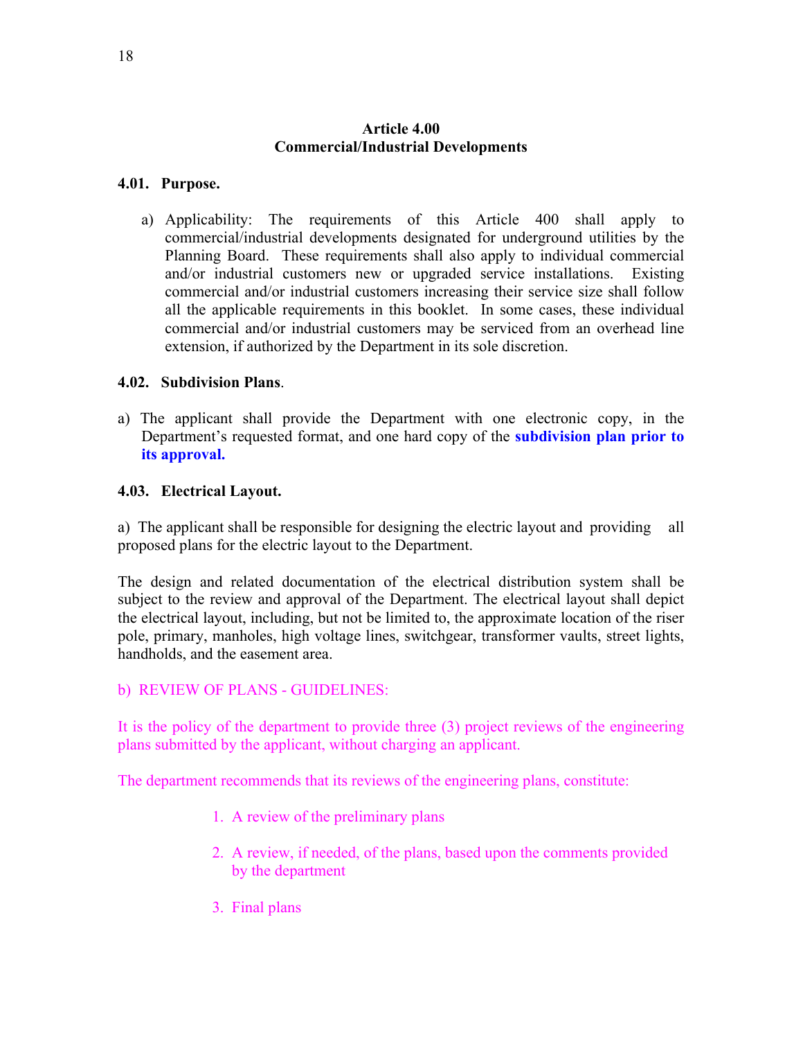## Article 4.00
## Commercial/Industrial Developments

### 4.01. Purpose.

a) Applicability: The requirements of this Article 400 shall apply to commercial/industrial developments designated for underground utilities by the Planning Board. These requirements shall also apply to individual commercial and/or industrial customers new or upgraded service installations. Existing commercial and/or industrial customers increasing their service size shall follow all the applicable requirements in this booklet. In some cases, these individual commercial and/or industrial customers may be serviced from an overhead line extension, if authorized by the Department in its sole discretion.

### 4.02. Subdivision Plans.

a) The applicant shall provide the Department with one electronic copy, in the Department's requested format, and one hard copy of the **subdivision plan prior to its approval.**

### 4.03. Electrical Layout.

a) The applicant shall be responsible for designing the electric layout and providing all proposed plans for the electric layout to the Department.

The design and related documentation of the electrical distribution system shall be subject to the review and approval of the Department. The electrical layout shall depict the electrical layout, including, but not be limited to, the approximate location of the riser pole, primary, manholes, high voltage lines, switchgear, transformer vaults, street lights, handholds, and the easement area.

b) REVIEW OF PLANS - GUIDELINES:

It is the policy of the department to provide three (3) project reviews of the engineering plans submitted by the applicant, without charging an applicant.

The department recommends that its reviews of the engineering plans, constitute:

1. A review of the preliminary plans
2. A review, if needed, of the plans, based upon the comments provided by the department
3. Final plans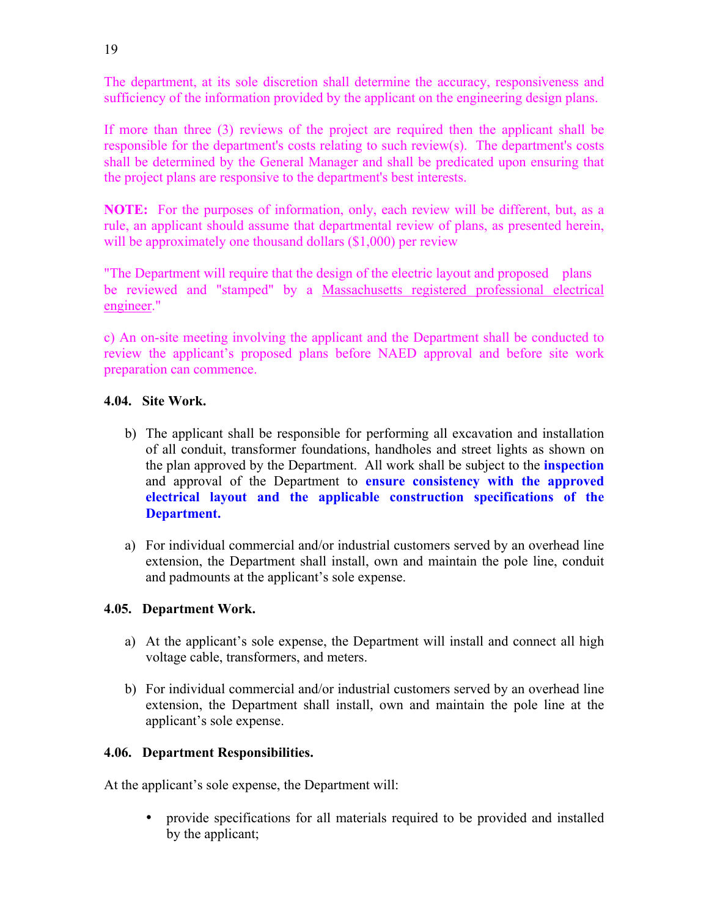The department, at its sole discretion shall determine the accuracy, responsiveness and sufficiency of the information provided by the applicant on the engineering design plans.

If more than three (3) reviews of the project are required then the applicant shall be responsible for the department's costs relating to such review(s). The department's costs shall be determined by the General Manager and shall be predicated upon ensuring that the project plans are responsive to the department's best interests.

**NOTE:** For the purposes of information, only, each review will be different, but, as a rule, an applicant should assume that departmental review of plans, as presented herein, will be approximately one thousand dollars ($1,000) per review

"The Department will require that the design of the electric layout and proposed plans be reviewed and "stamped" by a Massachusetts registered professional electrical engineer."

c) An on-site meeting involving the applicant and the Department shall be conducted to review the applicant's proposed plans before NAED approval and before site work preparation can commence.

**4.04. Site Work.**

b) The applicant shall be responsible for performing all excavation and installation of all conduit, transformer foundations, handholes and street lights as shown on the plan approved by the Department. All work shall be subject to the **inspection** and approval of the Department to **ensure consistency with the approved electrical layout and the applicable construction specifications of the Department.**

a) For individual commercial and/or industrial customers served by an overhead line extension, the Department shall install, own and maintain the pole line, conduit and padmounts at the applicant's sole expense.

**4.05. Department Work.**

a) At the applicant's sole expense, the Department will install and connect all high voltage cable, transformers, and meters.

b) For individual commercial and/or industrial customers served by an overhead line extension, the Department shall install, own and maintain the pole line at the applicant's sole expense.

**4.06. Department Responsibilities.**

At the applicant's sole expense, the Department will:

- provide specifications for all materials required to be provided and installed by the applicant;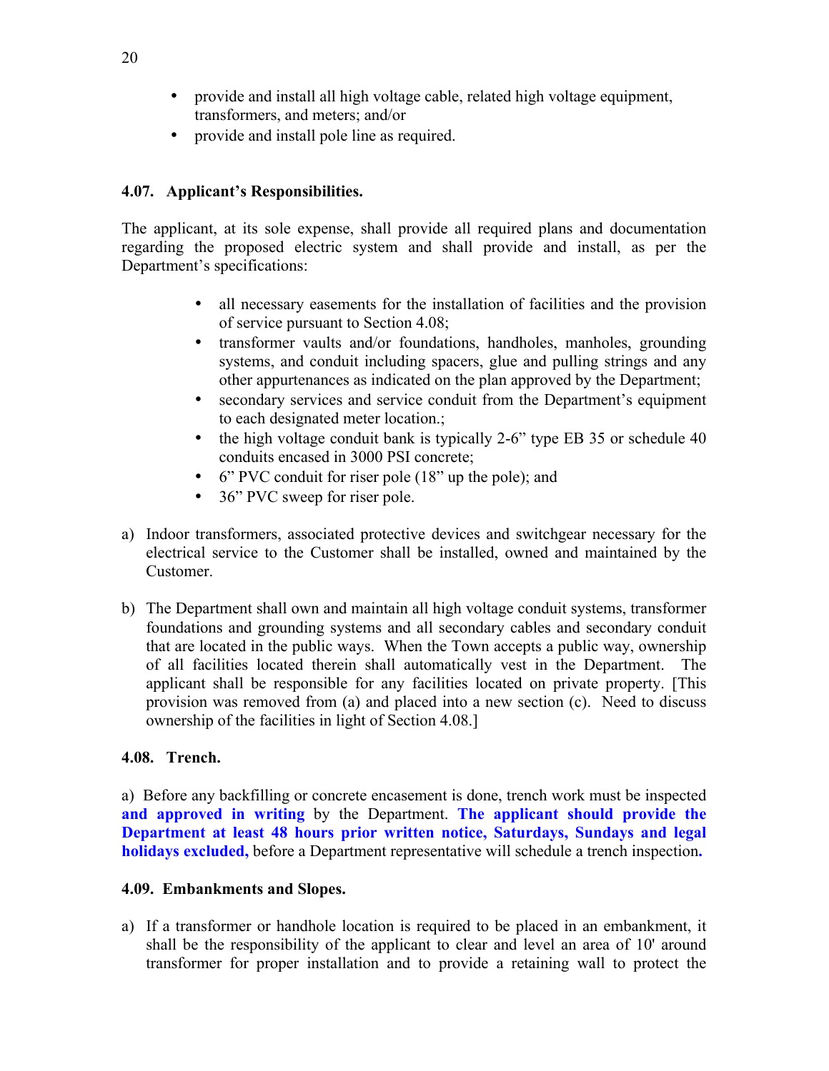- provide and install all high voltage cable, related high voltage equipment, transformers, and meters; and/or
- provide and install pole line as required.

**4.07. Applicant's Responsibilities.**

The applicant, at its sole expense, shall provide all required plans and documentation regarding the proposed electric system and shall provide and install, as per the Department's specifications:

- all necessary easements for the installation of facilities and the provision of service pursuant to Section 4.08;
- transformer vaults and/or foundations, handholes, manholes, grounding systems, and conduit including spacers, glue and pulling strings and any other appurtenances as indicated on the plan approved by the Department;
- secondary services and service conduit from the Department's equipment to each designated meter location.;
- the high voltage conduit bank is typically 2-6" type EB 35 or schedule 40 conduits encased in 3000 PSI concrete;
- 6" PVC conduit for riser pole (18" up the pole); and
- 36" PVC sweep for riser pole.

a) Indoor transformers, associated protective devices and switchgear necessary for the electrical service to the Customer shall be installed, owned and maintained by the Customer.

b) The Department shall own and maintain all high voltage conduit systems, transformer foundations and grounding systems and all secondary cables and secondary conduit that are located in the public ways. When the Town accepts a public way, ownership of all facilities located therein shall automatically vest in the Department. The applicant shall be responsible for any facilities located on private property. [This provision was removed from (a) and placed into a new section (c). Need to discuss ownership of the facilities in light of Section 4.08.]

**4.08. Trench.**

a) Before any backfilling or concrete encasement is done, trench work must be inspected **and approved in writing** by the Department. **The applicant should provide the Department at least 48 hours prior written notice, Saturdays, Sundays and legal holidays excluded,** before a Department representative will schedule a trench inspection**.**

**4.09. Embankments and Slopes.**

a) If a transformer or handhole location is required to be placed in an embankment, it shall be the responsibility of the applicant to clear and level an area of 10' around transformer for proper installation and to provide a retaining wall to protect the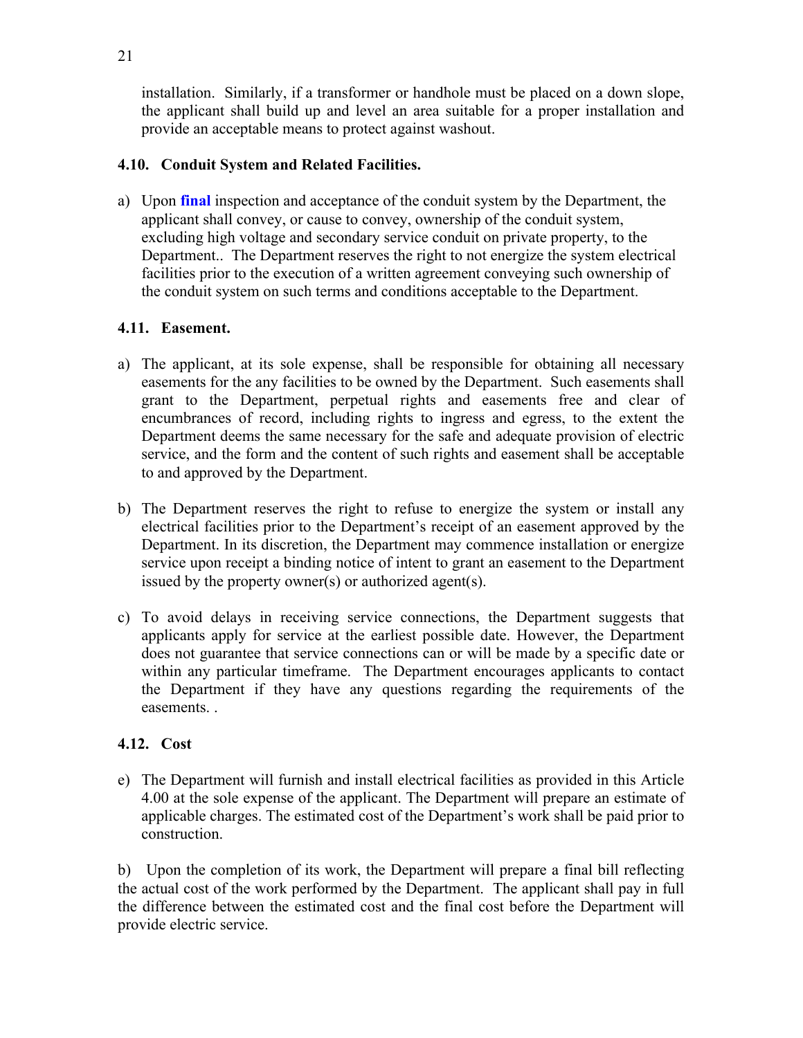installation. Similarly, if a transformer or handhole must be placed on a down slope, the applicant shall build up and level an area suitable for a proper installation and provide an acceptable means to protect against washout.

### 4.10. Conduit System and Related Facilities.

a) Upon **final** inspection and acceptance of the conduit system by the Department, the applicant shall convey, or cause to convey, ownership of the conduit system, excluding high voltage and secondary service conduit on private property, to the Department.. The Department reserves the right to not energize the system electrical facilities prior to the execution of a written agreement conveying such ownership of the conduit system on such terms and conditions acceptable to the Department.

### 4.11. Easement.

a) The applicant, at its sole expense, shall be responsible for obtaining all necessary easements for the any facilities to be owned by the Department. Such easements shall grant to the Department, perpetual rights and easements free and clear of encumbrances of record, including rights to ingress and egress, to the extent the Department deems the same necessary for the safe and adequate provision of electric service, and the form and the content of such rights and easement shall be acceptable to and approved by the Department.

b) The Department reserves the right to refuse to energize the system or install any electrical facilities prior to the Department's receipt of an easement approved by the Department. In its discretion, the Department may commence installation or energize service upon receipt a binding notice of intent to grant an easement to the Department issued by the property owner(s) or authorized agent(s).

c) To avoid delays in receiving service connections, the Department suggests that applicants apply for service at the earliest possible date. However, the Department does not guarantee that service connections can or will be made by a specific date or within any particular timeframe. The Department encourages applicants to contact the Department if they have any questions regarding the requirements of the easements. .

### 4.12. Cost

e) The Department will furnish and install electrical facilities as provided in this Article 4.00 at the sole expense of the applicant. The Department will prepare an estimate of applicable charges. The estimated cost of the Department's work shall be paid prior to construction.

b) Upon the completion of its work, the Department will prepare a final bill reflecting the actual cost of the work performed by the Department. The applicant shall pay in full the difference between the estimated cost and the final cost before the Department will provide electric service.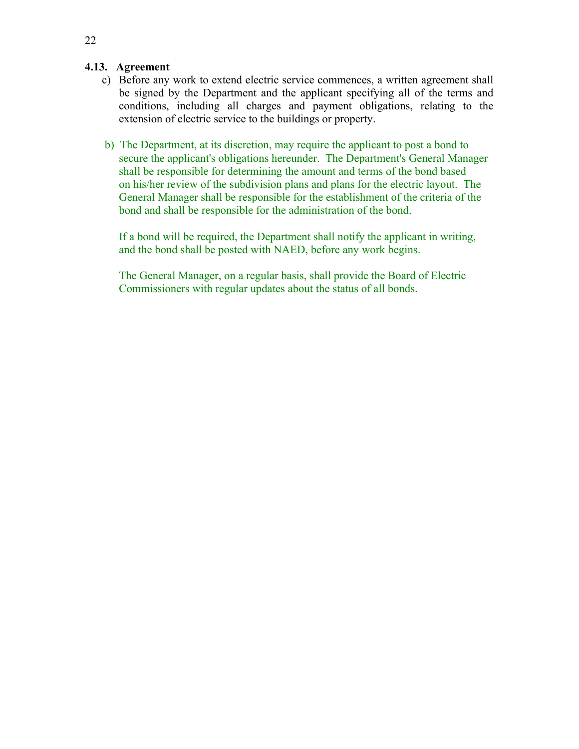### 4.13. Agreement

c) Before any work to extend electric service commences, a written agreement shall be signed by the Department and the applicant specifying all of the terms and conditions, including all charges and payment obligations, relating to the extension of electric service to the buildings or property.

b) The Department, at its discretion, may require the applicant to post a bond to secure the applicant's obligations hereunder. The Department's General Manager shall be responsible for determining the amount and terms of the bond based on his/her review of the subdivision plans and plans for the electric layout. The General Manager shall be responsible for the establishment of the criteria of the bond and shall be responsible for the administration of the bond.

If a bond will be required, the Department shall notify the applicant in writing, and the bond shall be posted with NAED, before any work begins.

The General Manager, on a regular basis, shall provide the Board of Electric Commissioners with regular updates about the status of all bonds.